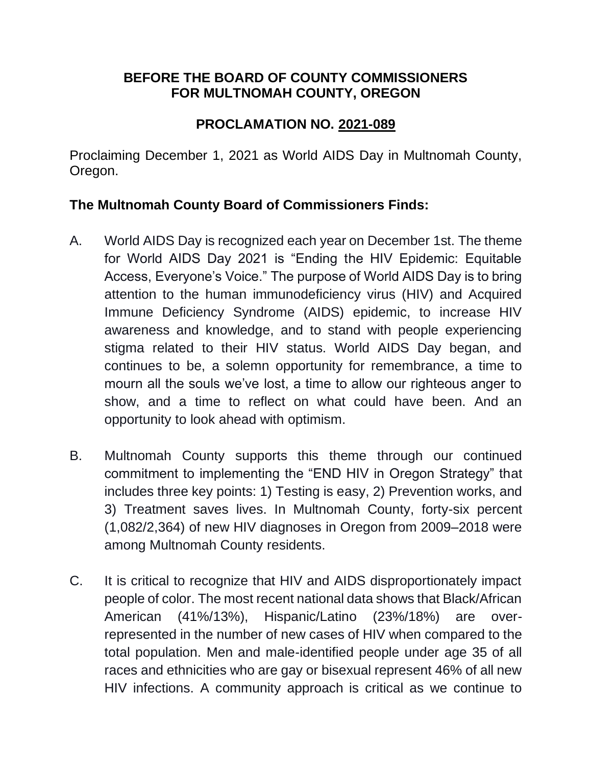**BEFORE THE BOARD OF COUNTY COMMISSIONERS**
**FOR MULTNOMAH COUNTY, OREGON**

**PROCLAMATION NO. <u>2021-089</u>**

Proclaiming December 1, 2021 as World AIDS Day in Multnomah County, Oregon.

**The Multnomah County Board of Commissioners Finds:**

A. World AIDS Day is recognized each year on December 1st. The theme for World AIDS Day 2021 is "Ending the HIV Epidemic: Equitable Access, Everyone's Voice." The purpose of World AIDS Day is to bring attention to the human immunodeficiency virus (HIV) and Acquired Immune Deficiency Syndrome (AIDS) epidemic, to increase HIV awareness and knowledge, and to stand with people experiencing stigma related to their HIV status. World AIDS Day began, and continues to be, a solemn opportunity for remembrance, a time to mourn all the souls we've lost, a time to allow our righteous anger to show, and a time to reflect on what could have been. And an opportunity to look ahead with optimism.

B. Multnomah County supports this theme through our continued commitment to implementing the "END HIV in Oregon Strategy" that includes three key points: 1) Testing is easy, 2) Prevention works, and 3) Treatment saves lives. In Multnomah County, forty-six percent (1,082/2,364) of new HIV diagnoses in Oregon from 2009–2018 were among Multnomah County residents.

C. It is critical to recognize that HIV and AIDS disproportionately impact people of color. The most recent national data shows that Black/African American (41%/13%), Hispanic/Latino (23%/18%) are over-represented in the number of new cases of HIV when compared to the total population. Men and male-identified people under age 35 of all races and ethnicities who are gay or bisexual represent 46% of all new HIV infections. A community approach is critical as we continue to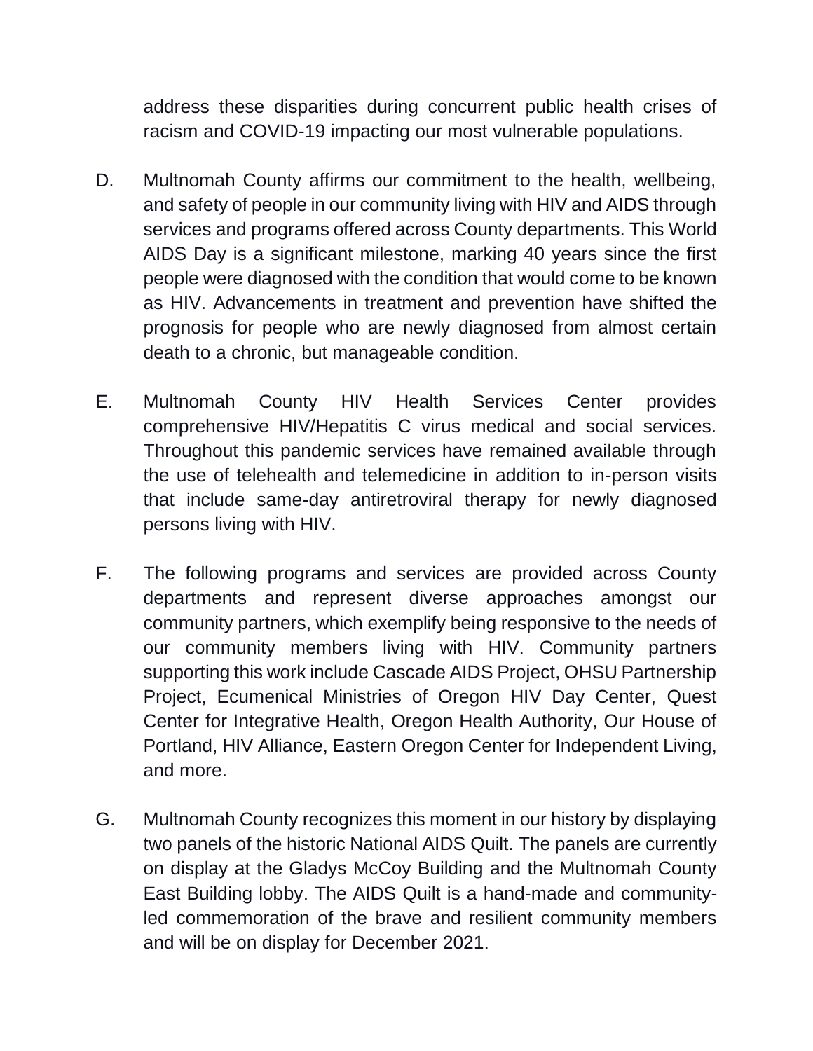address these disparities during concurrent public health crises of racism and COVID-19 impacting our most vulnerable populations.

D. Multnomah County affirms our commitment to the health, wellbeing, and safety of people in our community living with HIV and AIDS through services and programs offered across County departments. This World AIDS Day is a significant milestone, marking 40 years since the first people were diagnosed with the condition that would come to be known as HIV. Advancements in treatment and prevention have shifted the prognosis for people who are newly diagnosed from almost certain death to a chronic, but manageable condition.

E. Multnomah County HIV Health Services Center provides comprehensive HIV/Hepatitis C virus medical and social services. Throughout this pandemic services have remained available through the use of telehealth and telemedicine in addition to in-person visits that include same-day antiretroviral therapy for newly diagnosed persons living with HIV.

F. The following programs and services are provided across County departments and represent diverse approaches amongst our community partners, which exemplify being responsive to the needs of our community members living with HIV. Community partners supporting this work include Cascade AIDS Project, OHSU Partnership Project, Ecumenical Ministries of Oregon HIV Day Center, Quest Center for Integrative Health, Oregon Health Authority, Our House of Portland, HIV Alliance, Eastern Oregon Center for Independent Living, and more.

G. Multnomah County recognizes this moment in our history by displaying two panels of the historic National AIDS Quilt. The panels are currently on display at the Gladys McCoy Building and the Multnomah County East Building lobby. The AIDS Quilt is a hand-made and community-led commemoration of the brave and resilient community members and will be on display for December 2021.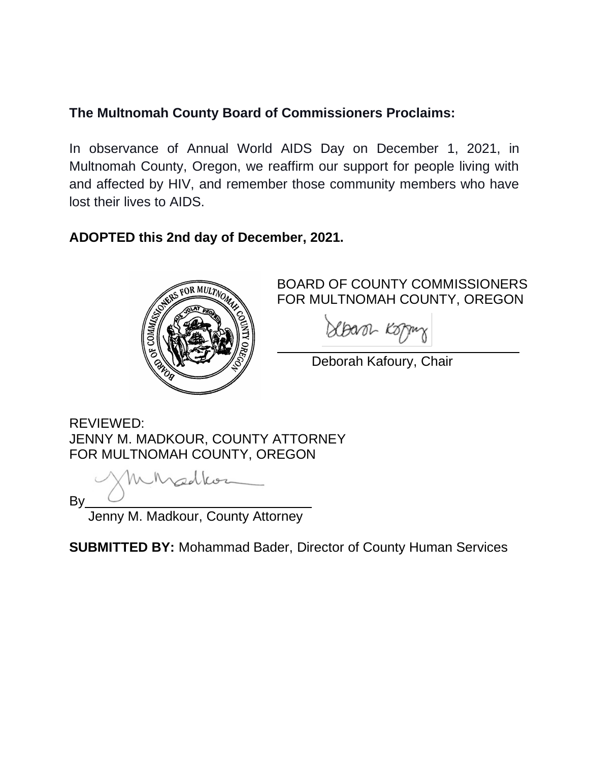**The Multnomah County Board of Commissioners Proclaims:**

In observance of Annual World AIDS Day on December 1, 2021, in Multnomah County, Oregon, we reaffirm our support for people living with and affected by HIV, and remember those community members who have lost their lives to AIDS.

**ADOPTED this 2nd day of December, 2021.**

BOARD OF COUNTY COMMISSIONERS
FOR MULTNOMAH COUNTY, OREGON

Deborah Kafoury, Chair

REVIEWED:
JENNY M. MADKOUR, COUNTY ATTORNEY
FOR MULTNOMAH COUNTY, OREGON

By
Jenny M. Madkour, County Attorney

**SUBMITTED BY:** Mohammad Bader, Director of County Human Services